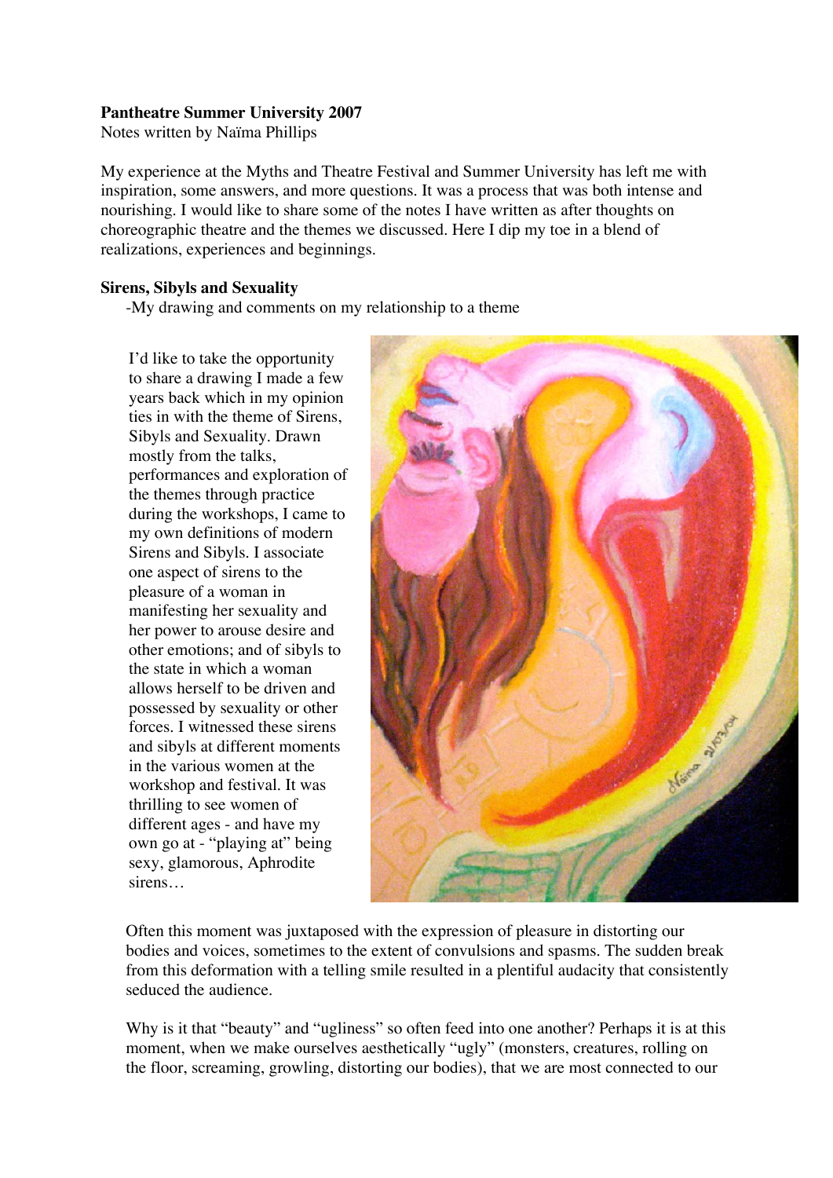**Pantheatre Summer University 2007**
Notes written by Naïma Phillips

My experience at the Myths and Theatre Festival and Summer University has left me with inspiration, some answers, and more questions. It was a process that was both intense and nourishing. I would like to share some of the notes I have written as after thoughts on choreographic theatre and the themes we discussed. Here I dip my toe in a blend of realizations, experiences and beginnings.

**Sirens, Sibyls and Sexuality**

-My drawing and comments on my relationship to a theme

I'd like to take the opportunity to share a drawing I made a few years back which in my opinion ties in with the theme of Sirens, Sibyls and Sexuality. Drawn mostly from the talks, performances and exploration of the themes through practice during the workshops, I came to my own definitions of modern Sirens and Sibyls. I associate one aspect of sirens to the pleasure of a woman in manifesting her sexuality and her power to arouse desire and other emotions; and of sibyls to the state in which a woman allows herself to be driven and possessed by sexuality or other forces. I witnessed these sirens and sibyls at different moments in the various women at the workshop and festival. It was thrilling to see women of different ages - and have my own go at - "playing at" being sexy, glamorous, Aphrodite sirens…

Often this moment was juxtaposed with the expression of pleasure in distorting our bodies and voices, sometimes to the extent of convulsions and spasms. The sudden break from this deformation with a telling smile resulted in a plentiful audacity that consistently seduced the audience.

Why is it that "beauty" and "ugliness" so often feed into one another? Perhaps it is at this moment, when we make ourselves aesthetically "ugly" (monsters, creatures, rolling on the floor, screaming, growling, distorting our bodies), that we are most connected to our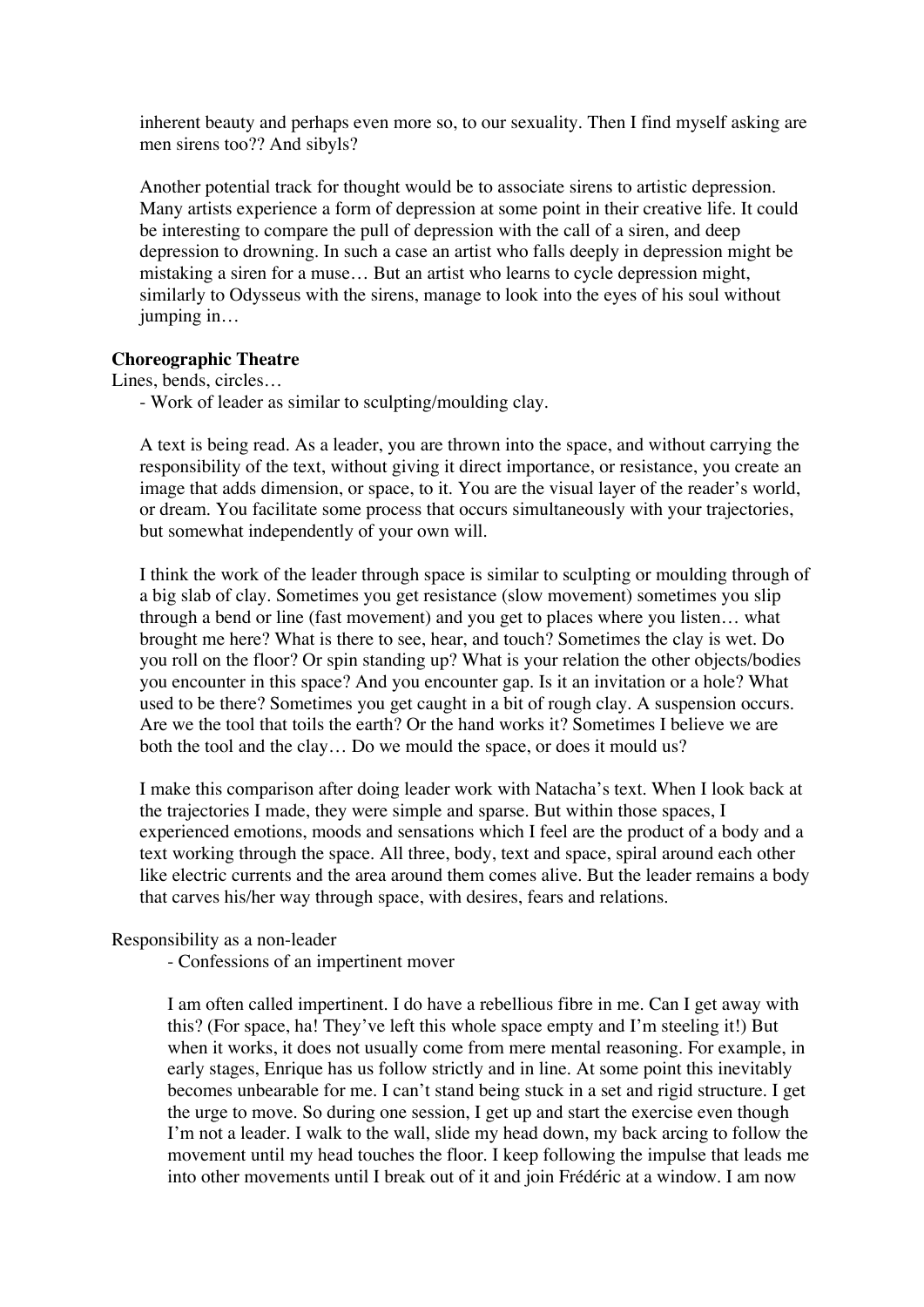inherent beauty and perhaps even more so, to our sexuality. Then I find myself asking are men sirens too?? And sibyls?

Another potential track for thought would be to associate sirens to artistic depression. Many artists experience a form of depression at some point in their creative life. It could be interesting to compare the pull of depression with the call of a siren, and deep depression to drowning. In such a case an artist who falls deeply in depression might be mistaking a siren for a muse… But an artist who learns to cycle depression might, similarly to Odysseus with the sirens, manage to look into the eyes of his soul without jumping in…

**Choreographic Theatre**

Lines, bends, circles…

- Work of leader as similar to sculpting/moulding clay.

A text is being read. As a leader, you are thrown into the space, and without carrying the responsibility of the text, without giving it direct importance, or resistance, you create an image that adds dimension, or space, to it. You are the visual layer of the reader's world, or dream. You facilitate some process that occurs simultaneously with your trajectories, but somewhat independently of your own will.

I think the work of the leader through space is similar to sculpting or moulding through of a big slab of clay. Sometimes you get resistance (slow movement) sometimes you slip through a bend or line (fast movement) and you get to places where you listen… what brought me here? What is there to see, hear, and touch? Sometimes the clay is wet. Do you roll on the floor? Or spin standing up? What is your relation the other objects/bodies you encounter in this space? And you encounter gap. Is it an invitation or a hole? What used to be there? Sometimes you get caught in a bit of rough clay. A suspension occurs. Are we the tool that toils the earth? Or the hand works it? Sometimes I believe we are both the tool and the clay… Do we mould the space, or does it mould us?

I make this comparison after doing leader work with Natacha's text. When I look back at the trajectories I made, they were simple and sparse. But within those spaces, I experienced emotions, moods and sensations which I feel are the product of a body and a text working through the space. All three, body, text and space, spiral around each other like electric currents and the area around them comes alive. But the leader remains a body that carves his/her way through space, with desires, fears and relations.

Responsibility as a non-leader

- Confessions of an impertinent mover

I am often called impertinent. I do have a rebellious fibre in me. Can I get away with this? (For space, ha! They've left this whole space empty and I'm steeling it!) But when it works, it does not usually come from mere mental reasoning. For example, in early stages, Enrique has us follow strictly and in line. At some point this inevitably becomes unbearable for me. I can't stand being stuck in a set and rigid structure. I get the urge to move. So during one session, I get up and start the exercise even though I'm not a leader. I walk to the wall, slide my head down, my back arcing to follow the movement until my head touches the floor. I keep following the impulse that leads me into other movements until I break out of it and join Frédéric at a window. I am now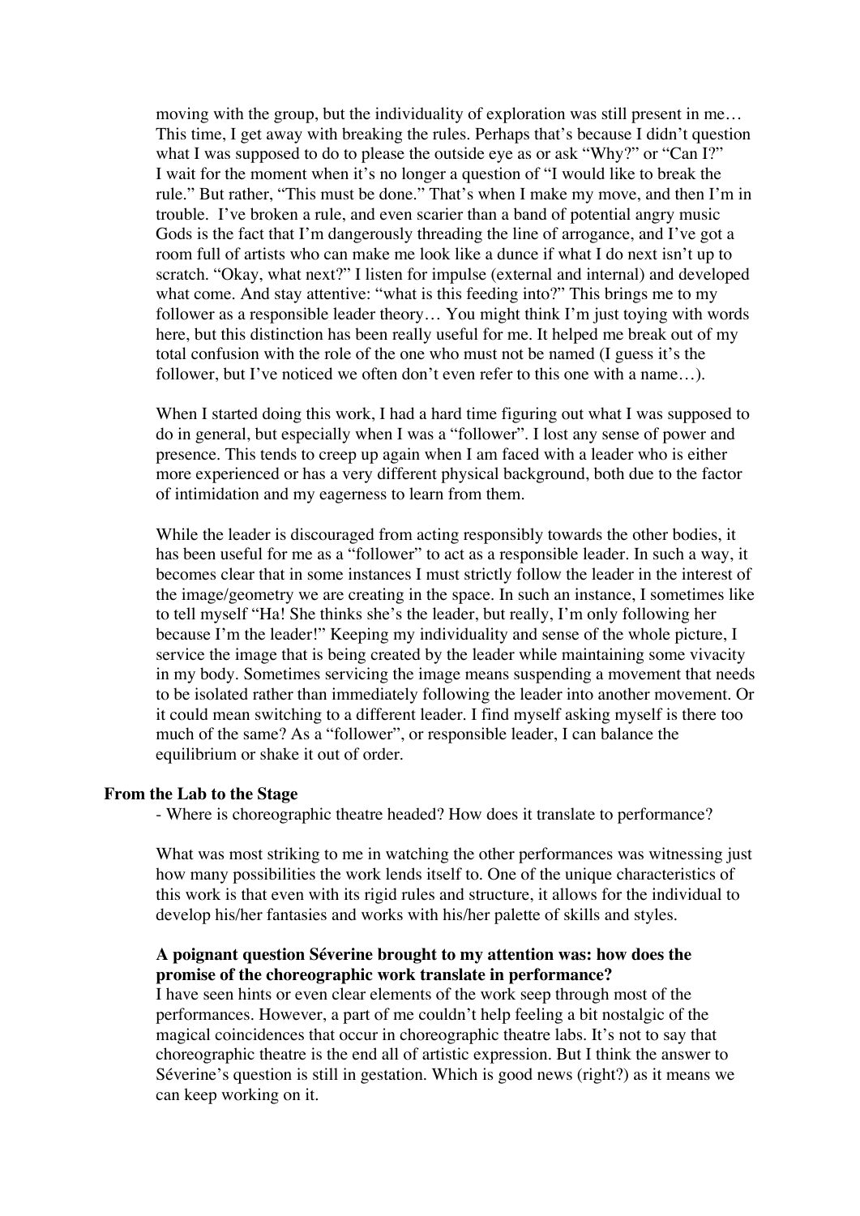moving with the group, but the individuality of exploration was still present in me… This time, I get away with breaking the rules. Perhaps that's because I didn't question what I was supposed to do to please the outside eye as or ask "Why?" or "Can I?" I wait for the moment when it's no longer a question of "I would like to break the rule." But rather, "This must be done." That's when I make my move, and then I'm in trouble. I've broken a rule, and even scarier than a band of potential angry music Gods is the fact that I'm dangerously threading the line of arrogance, and I've got a room full of artists who can make me look like a dunce if what I do next isn't up to scratch. "Okay, what next?" I listen for impulse (external and internal) and developed what come. And stay attentive: "what is this feeding into?" This brings me to my follower as a responsible leader theory… You might think I'm just toying with words here, but this distinction has been really useful for me. It helped me break out of my total confusion with the role of the one who must not be named (I guess it's the follower, but I've noticed we often don't even refer to this one with a name…).

When I started doing this work, I had a hard time figuring out what I was supposed to do in general, but especially when I was a "follower". I lost any sense of power and presence. This tends to creep up again when I am faced with a leader who is either more experienced or has a very different physical background, both due to the factor of intimidation and my eagerness to learn from them.

While the leader is discouraged from acting responsibly towards the other bodies, it has been useful for me as a "follower" to act as a responsible leader. In such a way, it becomes clear that in some instances I must strictly follow the leader in the interest of the image/geometry we are creating in the space. In such an instance, I sometimes like to tell myself "Ha! She thinks she's the leader, but really, I'm only following her because I'm the leader!" Keeping my individuality and sense of the whole picture, I service the image that is being created by the leader while maintaining some vivacity in my body. Sometimes servicing the image means suspending a movement that needs to be isolated rather than immediately following the leader into another movement. Or it could mean switching to a different leader. I find myself asking myself is there too much of the same? As a "follower", or responsible leader, I can balance the equilibrium or shake it out of order.

## From the Lab to the Stage

- Where is choreographic theatre headed? How does it translate to performance?

What was most striking to me in watching the other performances was witnessing just how many possibilities the work lends itself to. One of the unique characteristics of this work is that even with its rigid rules and structure, it allows for the individual to develop his/her fantasies and works with his/her palette of skills and styles.

**A poignant question Séverine brought to my attention was: how does the promise of the choreographic work translate in performance?**

I have seen hints or even clear elements of the work seep through most of the performances. However, a part of me couldn't help feeling a bit nostalgic of the magical coincidences that occur in choreographic theatre labs. It's not to say that choreographic theatre is the end all of artistic expression. But I think the answer to Séverine's question is still in gestation. Which is good news (right?) as it means we can keep working on it.